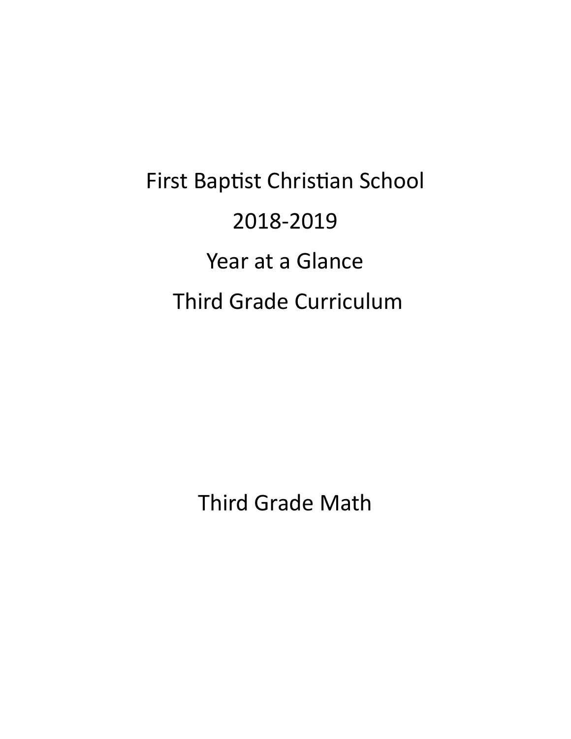# First Baptist Christian School

# 2018-2019

# Year at a Glance

# Third Grade Curriculum

## Third Grade Math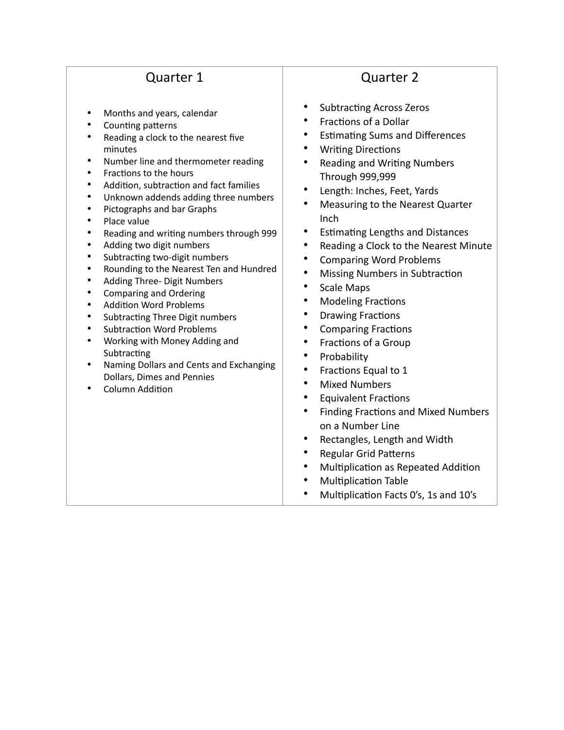| Quarter 1 | Quarter 2 |
|---|---|
| • Months and years, calendar<br>• Counting patterns<br>• Reading a clock to the nearest five minutes<br>• Number line and thermometer reading<br>• Fractions to the hours<br>• Addition, subtraction and fact families<br>• Unknown addends adding three numbers<br>• Pictographs and bar Graphs<br>• Place value<br>• Reading and writing numbers through 999<br>• Adding two digit numbers<br>• Subtracting two-digit numbers<br>• Rounding to the Nearest Ten and Hundred<br>• Adding Three- Digit Numbers<br>• Comparing and Ordering<br>• Addition Word Problems<br>• Subtracting Three Digit numbers<br>• Subtraction Word Problems<br>• Working with Money Adding and Subtracting<br>• Naming Dollars and Cents and Exchanging Dollars, Dimes and Pennies<br>• Column Addition | • Subtracting Across Zeros<br>• Fractions of a Dollar<br>• Estimating Sums and Differences<br>• Writing Directions<br>• Reading and Writing Numbers Through 999,999<br>• Length: Inches, Feet, Yards<br>• Measuring to the Nearest Quarter Inch<br>• Estimating Lengths and Distances<br>• Reading a Clock to the Nearest Minute<br>• Comparing Word Problems<br>• Missing Numbers in Subtraction<br>• Scale Maps<br>• Modeling Fractions<br>• Drawing Fractions<br>• Comparing Fractions<br>• Fractions of a Group<br>• Probability<br>• Fractions Equal to 1<br>• Mixed Numbers<br>• Equivalent Fractions<br>• Finding Fractions and Mixed Numbers on a Number Line<br>• Rectangles, Length and Width<br>• Regular Grid Patterns<br>• Multiplication as Repeated Addition<br>• Multiplication Table<br>• Multiplication Facts 0's, 1s and 10's |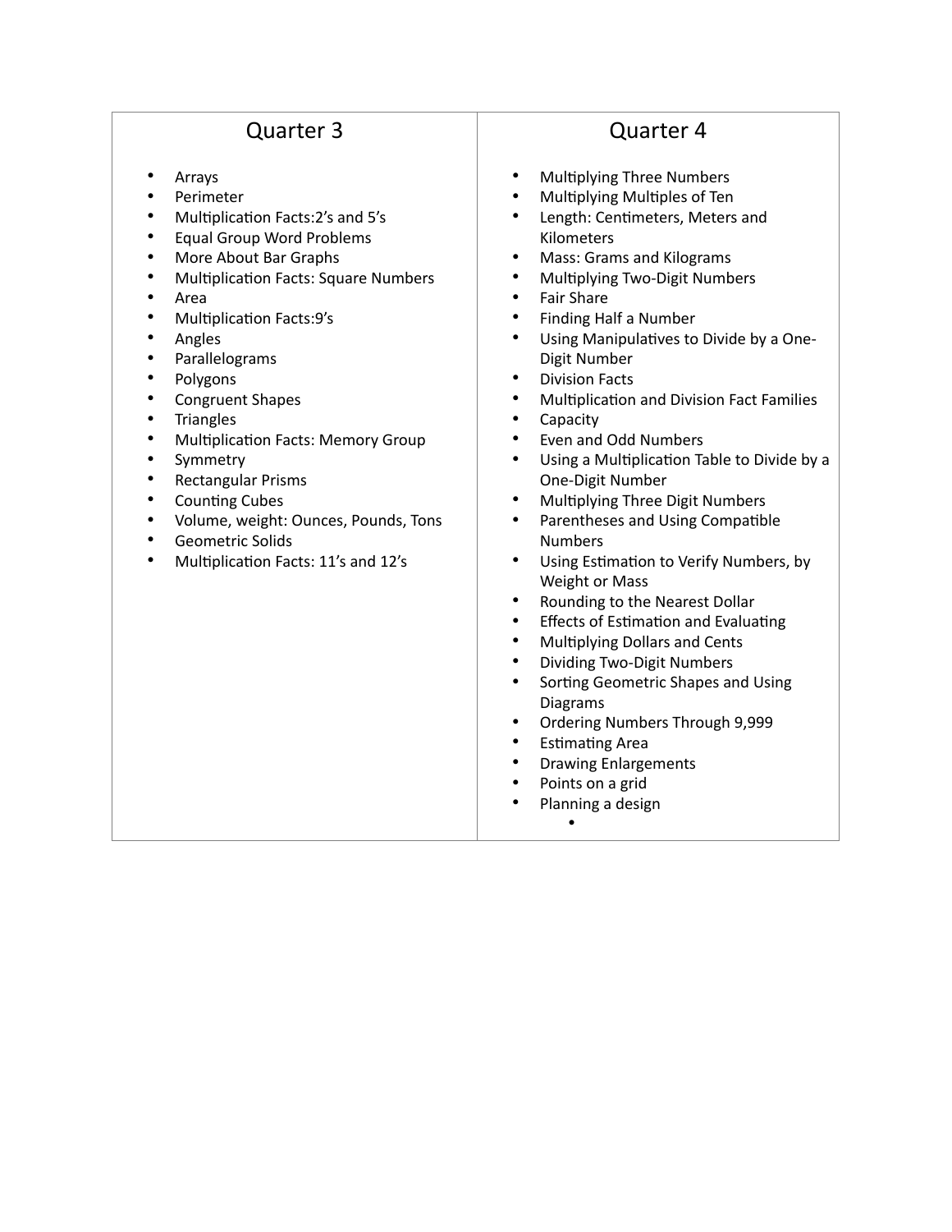| Quarter 3 | Quarter 4 |
|---|---|
| • Arrays<br>• Perimeter<br>• Multiplication Facts:2's and 5's<br>• Equal Group Word Problems<br>• More About Bar Graphs<br>• Multiplication Facts: Square Numbers<br>• Area<br>• Multiplication Facts:9's<br>• Angles<br>• Parallelograms<br>• Polygons<br>• Congruent Shapes<br>• Triangles<br>• Multiplication Facts: Memory Group<br>• Symmetry<br>• Rectangular Prisms<br>• Counting Cubes<br>• Volume, weight: Ounces, Pounds, Tons<br>• Geometric Solids<br>• Multiplication Facts: 11's and 12's | • Multiplying Three Numbers<br>• Multiplying Multiples of Ten<br>• Length: Centimeters, Meters and Kilometers<br>• Mass: Grams and Kilograms<br>• Multiplying Two-Digit Numbers<br>• Fair Share<br>• Finding Half a Number<br>• Using Manipulatives to Divide by a One-Digit Number<br>• Division Facts<br>• Multiplication and Division Fact Families<br>• Capacity<br>• Even and Odd Numbers<br>• Using a Multiplication Table to Divide by a One-Digit Number<br>• Multiplying Three Digit Numbers<br>• Parentheses and Using Compatible Numbers<br>• Using Estimation to Verify Numbers, by Weight or Mass<br>• Rounding to the Nearest Dollar<br>• Effects of Estimation and Evaluating<br>• Multiplying Dollars and Cents<br>• Dividing Two-Digit Numbers<br>• Sorting Geometric Shapes and Using Diagrams<br>• Ordering Numbers Through 9,999<br>• Estimating Area<br>• Drawing Enlargements<br>• Points on a grid<br>• Planning a design |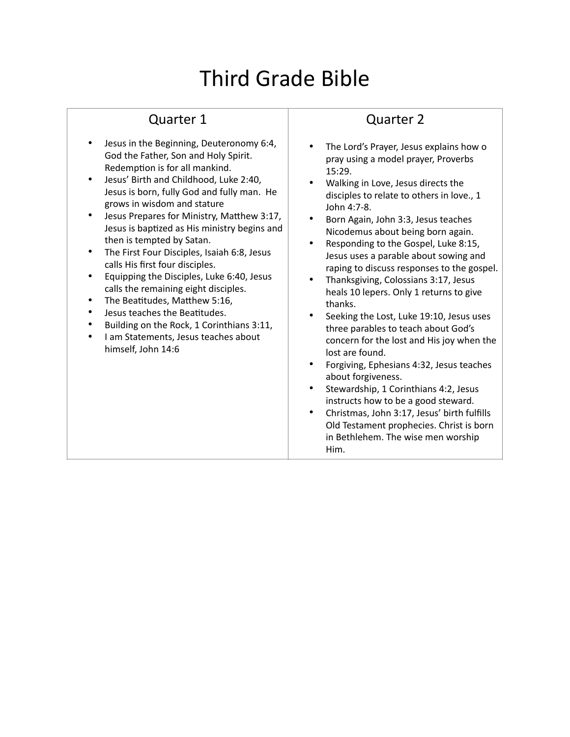# Third Grade Bible

| Quarter 1 | Quarter 2 |
|---|---|
| • Jesus in the Beginning, Deuteronomy 6:4, God the Father, Son and Holy Spirit. Redemption is for all mankind.<br>• Jesus' Birth and Childhood, Luke 2:40, Jesus is born, fully God and fully man. He grows in wisdom and stature<br>• Jesus Prepares for Ministry, Matthew 3:17, Jesus is baptized as His ministry begins and then is tempted by Satan.<br>• The First Four Disciples, Isaiah 6:8, Jesus calls His first four disciples.<br>• Equipping the Disciples, Luke 6:40, Jesus calls the remaining eight disciples.<br>• The Beatitudes, Matthew 5:16,<br>• Jesus teaches the Beatitudes.<br>• Building on the Rock, 1 Corinthians 3:11,<br>• I am Statements, Jesus teaches about himself, John 14:6 | • The Lord's Prayer, Jesus explains how o pray using a model prayer, Proverbs 15:29.<br>• Walking in Love, Jesus directs the disciples to relate to others in love., 1 John 4:7-8.<br>• Born Again, John 3:3, Jesus teaches Nicodemus about being born again.<br>• Responding to the Gospel, Luke 8:15, Jesus uses a parable about sowing and raping to discuss responses to the gospel.<br>• Thanksgiving, Colossians 3:17, Jesus heals 10 lepers. Only 1 returns to give thanks.<br>• Seeking the Lost, Luke 19:10, Jesus uses three parables to teach about God's concern for the lost and His joy when the lost are found.<br>• Forgiving, Ephesians 4:32, Jesus teaches about forgiveness.<br>• Stewardship, 1 Corinthians 4:2, Jesus instructs how to be a good steward.<br>• Christmas, John 3:17, Jesus' birth fulfills Old Testament prophecies. Christ is born in Bethlehem. The wise men worship Him. |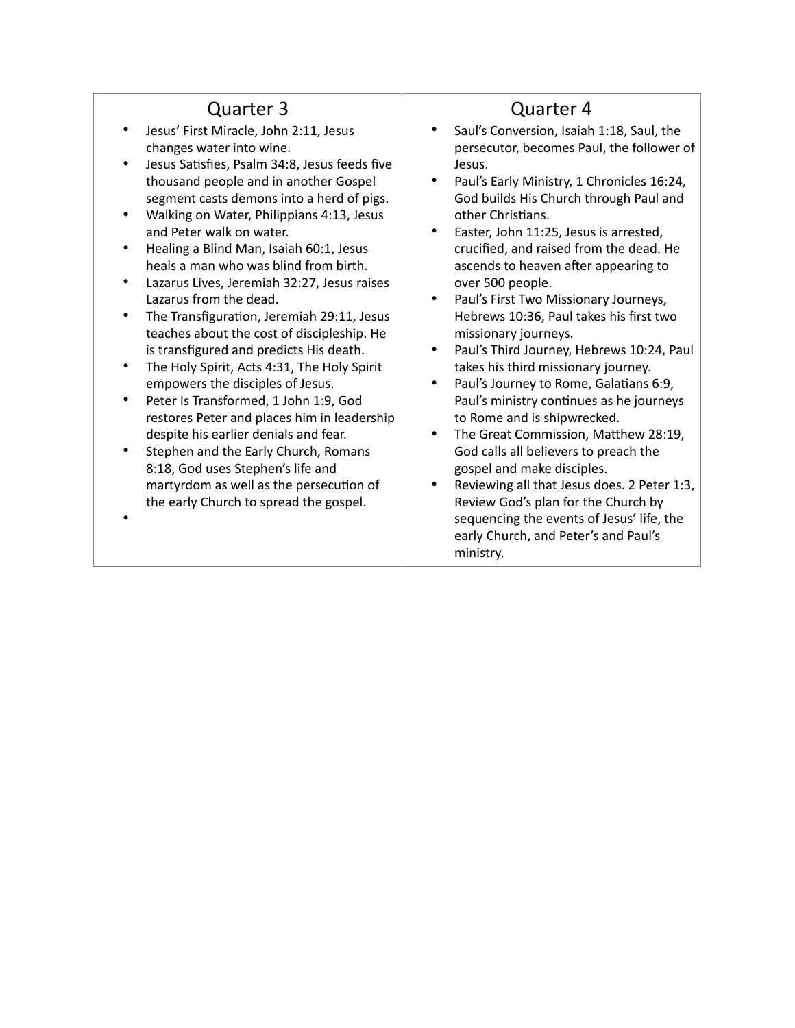| Quarter 3 | Quarter 4 |
| --- | --- |
| • Jesus' First Miracle, John 2:11, Jesus changes water into wine.<br>• Jesus Satisfies, Psalm 34:8, Jesus feeds five thousand people and in another Gospel segment casts demons into a herd of pigs.<br>• Walking on Water, Philippians 4:13, Jesus and Peter walk on water.<br>• Healing a Blind Man, Isaiah 60:1, Jesus heals a man who was blind from birth.<br>• Lazarus Lives, Jeremiah 32:27, Jesus raises Lazarus from the dead.<br>• The Transfiguration, Jeremiah 29:11, Jesus teaches about the cost of discipleship. He is transfigured and predicts His death.<br>• The Holy Spirit, Acts 4:31, The Holy Spirit empowers the disciples of Jesus.<br>• Peter Is Transformed, 1 John 1:9, God restores Peter and places him in leadership despite his earlier denials and fear.<br>• Stephen and the Early Church, Romans 8:18, God uses Stephen's life and martyrdom as well as the persecution of the early Church to spread the gospel.<br>• | • Saul's Conversion, Isaiah 1:18, Saul, the persecutor, becomes Paul, the follower of Jesus.<br>• Paul's Early Ministry, 1 Chronicles 16:24, God builds His Church through Paul and other Christians.<br>• Easter, John 11:25, Jesus is arrested, crucified, and raised from the dead. He ascends to heaven after appearing to over 500 people.<br>• Paul's First Two Missionary Journeys, Hebrews 10:36, Paul takes his first two missionary journeys.<br>• Paul's Third Journey, Hebrews 10:24, Paul takes his third missionary journey.<br>• Paul's Journey to Rome, Galatians 6:9, Paul's ministry continues as he journeys to Rome and is shipwrecked.<br>• The Great Commission, Matthew 28:19, God calls all believers to preach the gospel and make disciples.<br>• Reviewing all that Jesus does. 2 Peter 1:3, Review God's plan for the Church by sequencing the events of Jesus' life, the early Church, and Peter's and Paul's ministry. |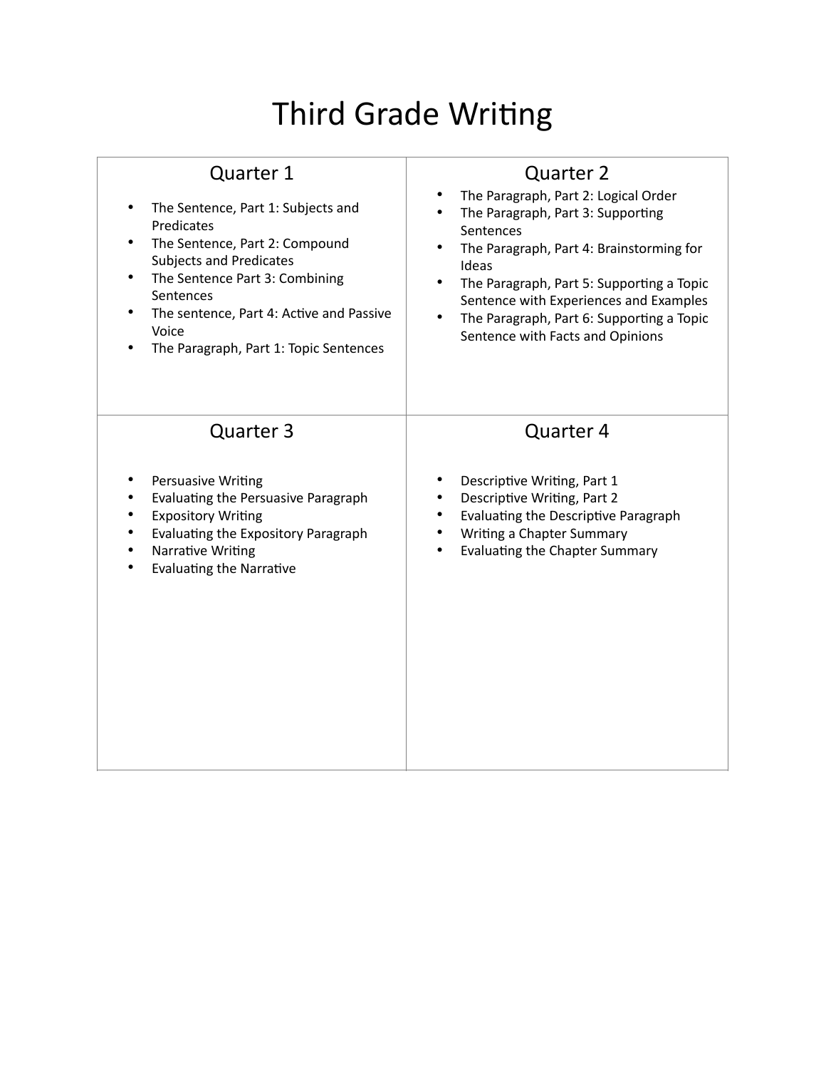# Third Grade Writing

| Quarter 1 | Quarter 2 |
| --- | --- |
| • The Sentence, Part 1: Subjects and Predicates<br>• The Sentence, Part 2: Compound Subjects and Predicates<br>• The Sentence Part 3: Combining Sentences<br>• The sentence, Part 4: Active and Passive Voice<br>• The Paragraph, Part 1: Topic Sentences | • The Paragraph, Part 2: Logical Order<br>• The Paragraph, Part 3: Supporting Sentences<br>• The Paragraph, Part 4: Brainstorming for Ideas<br>• The Paragraph, Part 5: Supporting a Topic Sentence with Experiences and Examples<br>• The Paragraph, Part 6: Supporting a Topic Sentence with Facts and Opinions |
| **Quarter 3** | **Quarter 4** |
| • Persuasive Writing<br>• Evaluating the Persuasive Paragraph<br>• Expository Writing<br>• Evaluating the Expository Paragraph<br>• Narrative Writing<br>• Evaluating the Narrative | • Descriptive Writing, Part 1<br>• Descriptive Writing, Part 2<br>• Evaluating the Descriptive Paragraph<br>• Writing a Chapter Summary<br>• Evaluating the Chapter Summary |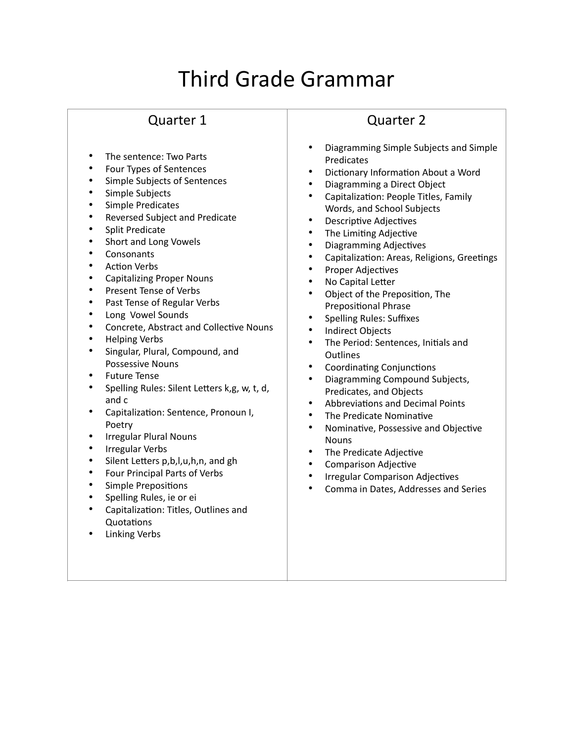# Third Grade Grammar

| Quarter 1 | Quarter 2 |
|---|---|
| • The sentence: Two Parts<br>• Four Types of Sentences<br>• Simple Subjects of Sentences<br>• Simple Subjects<br>• Simple Predicates<br>• Reversed Subject and Predicate<br>• Split Predicate<br>• Short and Long Vowels<br>• Consonants<br>• Action Verbs<br>• Capitalizing Proper Nouns<br>• Present Tense of Verbs<br>• Past Tense of Regular Verbs<br>• Long Vowel Sounds<br>• Concrete, Abstract and Collective Nouns<br>• Helping Verbs<br>• Singular, Plural, Compound, and Possessive Nouns<br>• Future Tense<br>• Spelling Rules: Silent Letters k,g, w, t, d, and c<br>• Capitalization: Sentence, Pronoun I, Poetry<br>• Irregular Plural Nouns<br>• Irregular Verbs<br>• Silent Letters p,b,l,u,h,n, and gh<br>• Four Principal Parts of Verbs<br>• Simple Prepositions<br>• Spelling Rules, ie or ei<br>• Capitalization: Titles, Outlines and Quotations<br>• Linking Verbs | • Diagramming Simple Subjects and Simple Predicates<br>• Dictionary Information About a Word<br>• Diagramming a Direct Object<br>• Capitalization: People Titles, Family Words, and School Subjects<br>• Descriptive Adjectives<br>• The Limiting Adjective<br>• Diagramming Adjectives<br>• Capitalization: Areas, Religions, Greetings<br>• Proper Adjectives<br>• No Capital Letter<br>• Object of the Preposition, The Prepositional Phrase<br>• Spelling Rules: Suffixes<br>• Indirect Objects<br>• The Period: Sentences, Initials and Outlines<br>• Coordinating Conjunctions<br>• Diagramming Compound Subjects, Predicates, and Objects<br>• Abbreviations and Decimal Points<br>• The Predicate Nominative<br>• Nominative, Possessive and Objective Nouns<br>• The Predicate Adjective<br>• Comparison Adjective<br>• Irregular Comparison Adjectives<br>• Comma in Dates, Addresses and Series |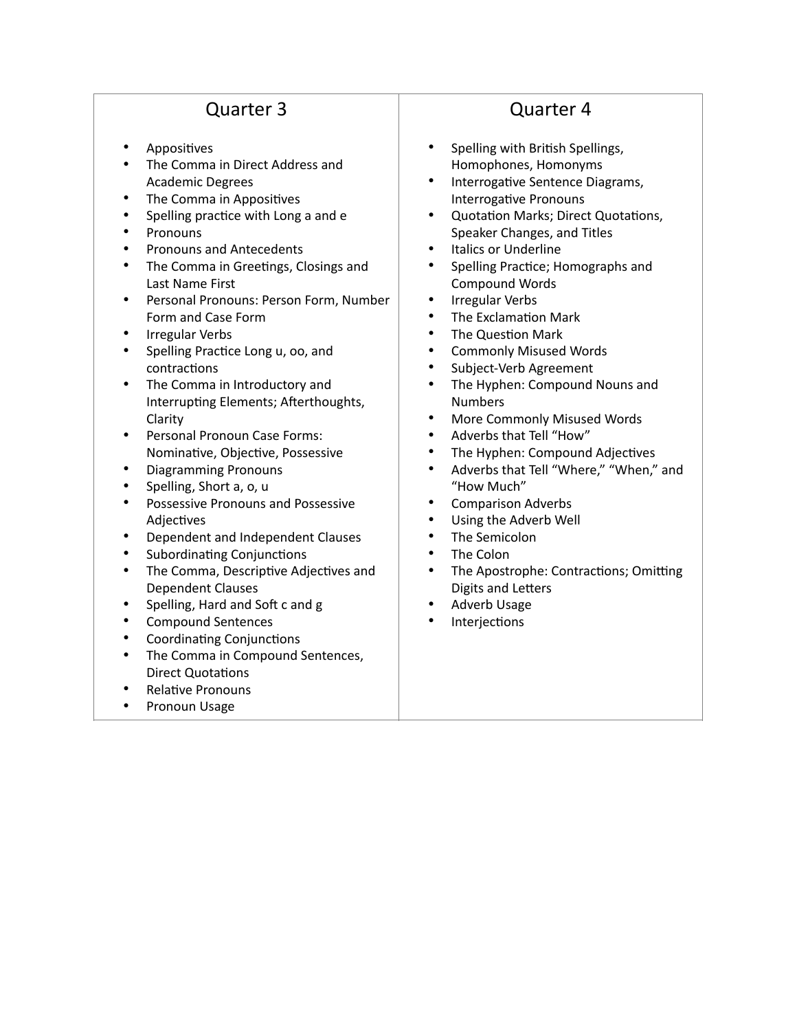| Quarter 3 | Quarter 4 |
| --- | --- |
| • Appositives<br>• The Comma in Direct Address and Academic Degrees<br>• The Comma in Appositives<br>• Spelling practice with Long a and e<br>• Pronouns<br>• Pronouns and Antecedents<br>• The Comma in Greetings, Closings and Last Name First<br>• Personal Pronouns: Person Form, Number Form and Case Form<br>• Irregular Verbs<br>• Spelling Practice Long u, oo, and contractions<br>• The Comma in Introductory and Interrupting Elements; Afterthoughts, Clarity<br>• Personal Pronoun Case Forms: Nominative, Objective, Possessive<br>• Diagramming Pronouns<br>• Spelling, Short a, o, u<br>• Possessive Pronouns and Possessive Adjectives<br>• Dependent and Independent Clauses<br>• Subordinating Conjunctions<br>• The Comma, Descriptive Adjectives and Dependent Clauses<br>• Spelling, Hard and Soft c and g<br>• Compound Sentences<br>• Coordinating Conjunctions<br>• The Comma in Compound Sentences, Direct Quotations<br>• Relative Pronouns<br>• Pronoun Usage | • Spelling with British Spellings, Homophones, Homonyms<br>• Interrogative Sentence Diagrams, Interrogative Pronouns<br>• Quotation Marks; Direct Quotations, Speaker Changes, and Titles<br>• Italics or Underline<br>• Spelling Practice; Homographs and Compound Words<br>• Irregular Verbs<br>• The Exclamation Mark<br>• The Question Mark<br>• Commonly Misused Words<br>• Subject-Verb Agreement<br>• The Hyphen: Compound Nouns and Numbers<br>• More Commonly Misused Words<br>• Adverbs that Tell "How"<br>• The Hyphen: Compound Adjectives<br>• Adverbs that Tell "Where," "When," and "How Much"<br>• Comparison Adverbs<br>• Using the Adverb Well<br>• The Semicolon<br>• The Colon<br>• The Apostrophe: Contractions; Omitting Digits and Letters<br>• Adverb Usage<br>• Interjections |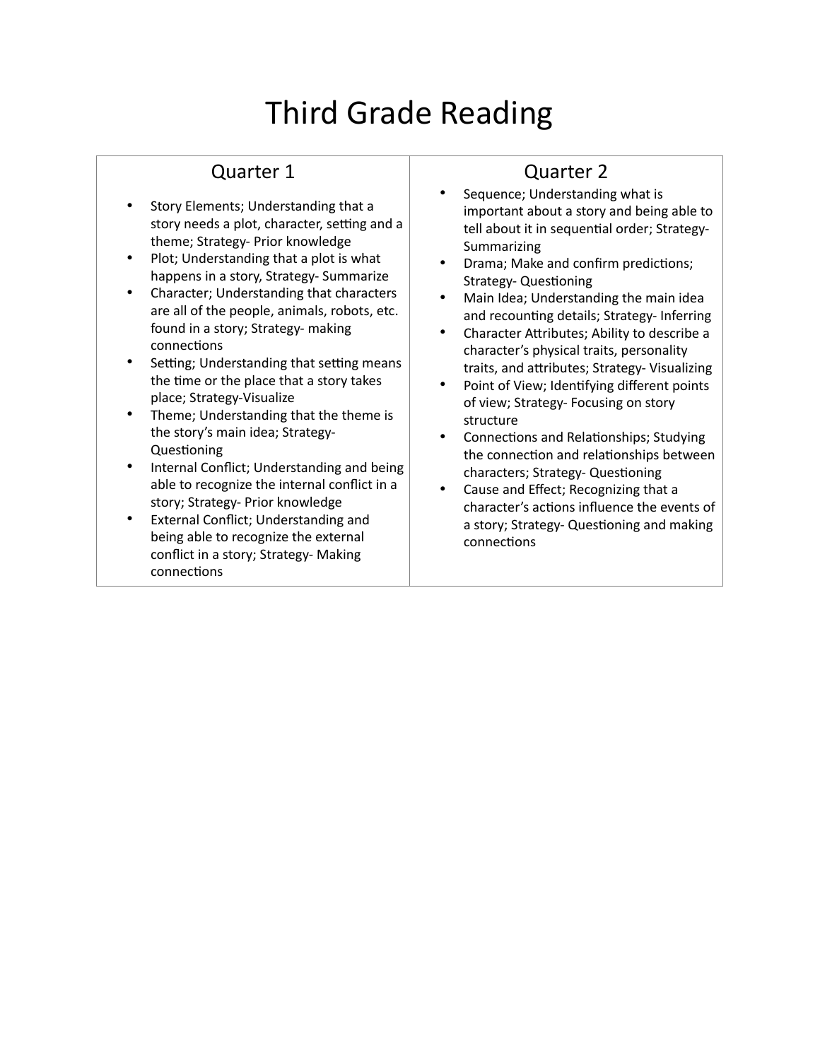# Third Grade Reading

| Quarter 1 | Quarter 2 |
|---|---|
| • Story Elements; Understanding that a story needs a plot, character, setting and a theme; Strategy- Prior knowledge<br>• Plot; Understanding that a plot is what happens in a story, Strategy- Summarize<br>• Character; Understanding that characters are all of the people, animals, robots, etc. found in a story; Strategy- making connections<br>• Setting; Understanding that setting means the time or the place that a story takes place; Strategy-Visualize<br>• Theme; Understanding that the theme is the story's main idea; Strategy- Questioning<br>• Internal Conflict; Understanding and being able to recognize the internal conflict in a story; Strategy- Prior knowledge<br>• External Conflict; Understanding and being able to recognize the external conflict in a story; Strategy- Making connections | • Sequence; Understanding what is important about a story and being able to tell about it in sequential order; Strategy- Summarizing<br>• Drama; Make and confirm predictions; Strategy- Questioning<br>• Main Idea; Understanding the main idea and recounting details; Strategy- Inferring<br>• Character Attributes; Ability to describe a character's physical traits, personality traits, and attributes; Strategy- Visualizing<br>• Point of View; Identifying different points of view; Strategy- Focusing on story structure<br>• Connections and Relationships; Studying the connection and relationships between characters; Strategy- Questioning<br>• Cause and Effect; Recognizing that a character's actions influence the events of a story; Strategy- Questioning and making connections |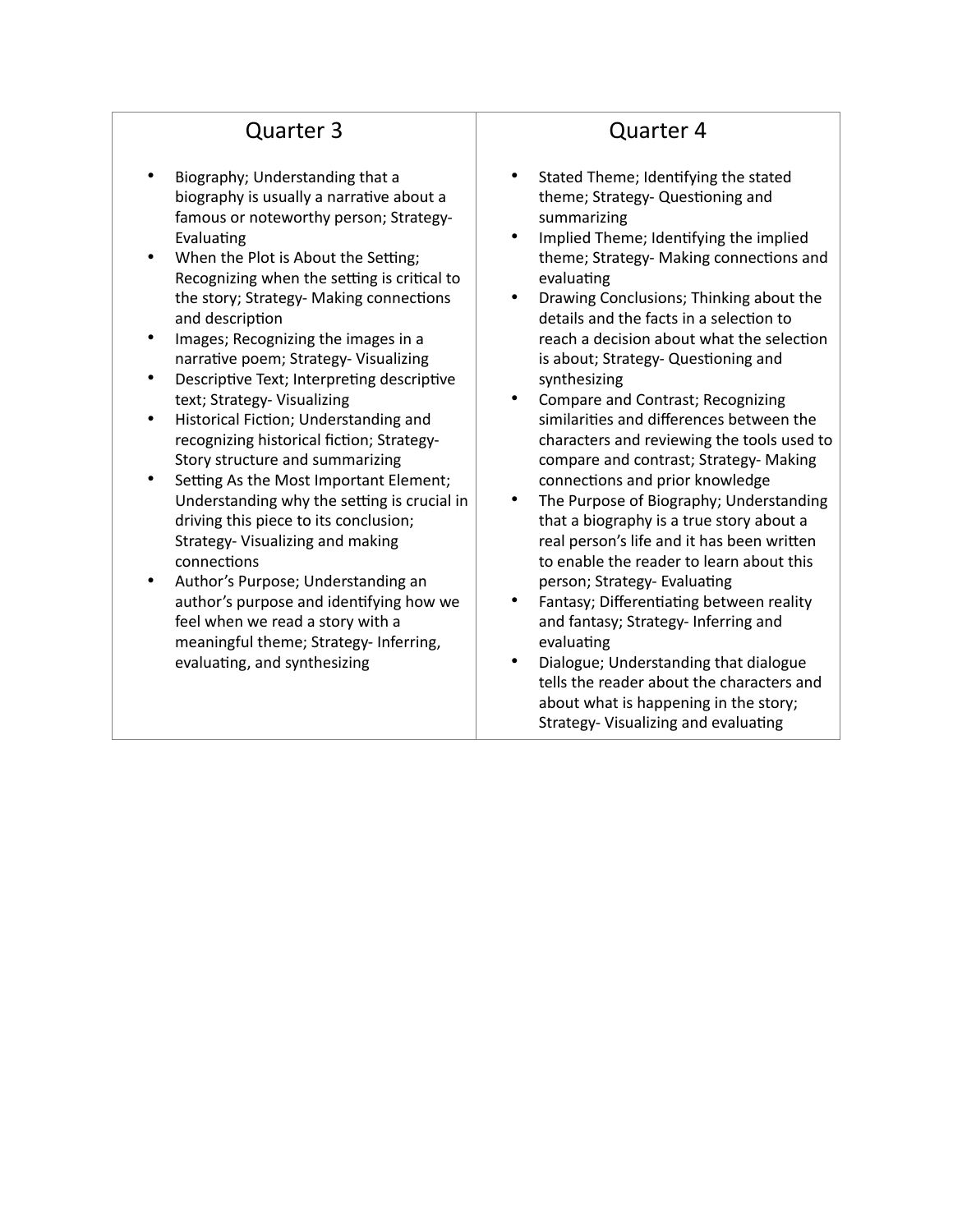| Quarter 3 | Quarter 4 |
|---|---|
| • Biography; Understanding that a biography is usually a narrative about a famous or noteworthy person; Strategy- Evaluating<br>• When the Plot is About the Setting; Recognizing when the setting is critical to the story; Strategy- Making connections and description<br>• Images; Recognizing the images in a narrative poem; Strategy- Visualizing<br>• Descriptive Text; Interpreting descriptive text; Strategy- Visualizing<br>• Historical Fiction; Understanding and recognizing historical fiction; Strategy- Story structure and summarizing<br>• Setting As the Most Important Element; Understanding why the setting is crucial in driving this piece to its conclusion; Strategy- Visualizing and making connections<br>• Author's Purpose; Understanding an author's purpose and identifying how we feel when we read a story with a meaningful theme; Strategy- Inferring, evaluating, and synthesizing | • Stated Theme; Identifying the stated theme; Strategy- Questioning and summarizing<br>• Implied Theme; Identifying the implied theme; Strategy- Making connections and evaluating<br>• Drawing Conclusions; Thinking about the details and the facts in a selection to reach a decision about what the selection is about; Strategy- Questioning and synthesizing<br>• Compare and Contrast; Recognizing similarities and differences between the characters and reviewing the tools used to compare and contrast; Strategy- Making connections and prior knowledge<br>• The Purpose of Biography; Understanding that a biography is a true story about a real person's life and it has been written to enable the reader to learn about this person; Strategy- Evaluating<br>• Fantasy; Differentiating between reality and fantasy; Strategy- Inferring and evaluating<br>• Dialogue; Understanding that dialogue tells the reader about the characters and about what is happening in the story; Strategy- Visualizing and evaluating |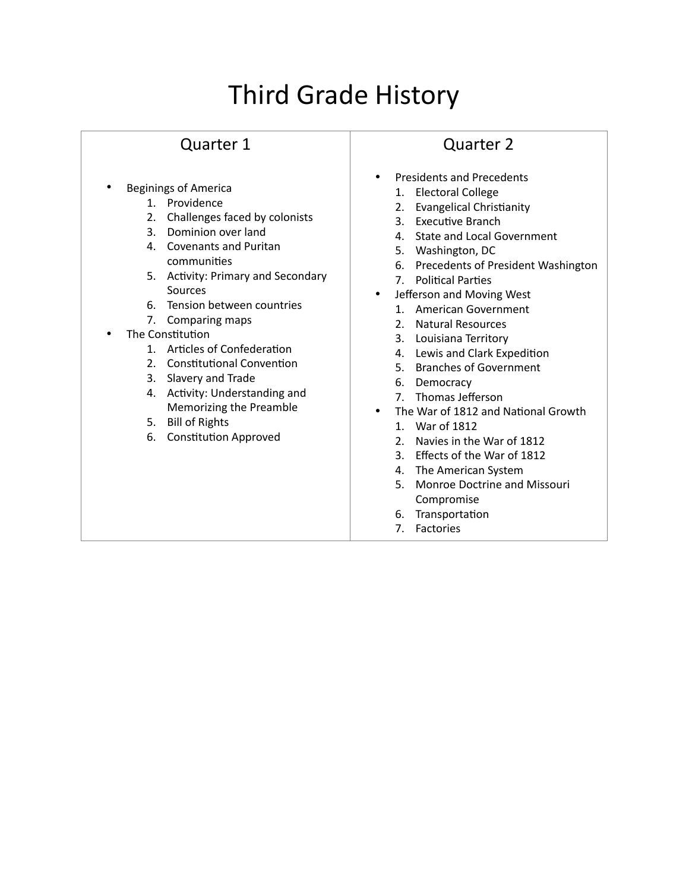# Third Grade History

| Quarter 1 | Quarter 2 |
|---|---|
| • Beginings of America<br>1. Providence<br>2. Challenges faced by colonists<br>3. Dominion over land<br>4. Covenants and Puritan communities<br>5. Activity: Primary and Secondary Sources<br>6. Tension between countries<br>7. Comparing maps<br>• The Constitution<br>1. Articles of Confederation<br>2. Constitutional Convention<br>3. Slavery and Trade<br>4. Activity: Understanding and Memorizing the Preamble<br>5. Bill of Rights<br>6. Constitution Approved | • Presidents and Precedents<br>1. Electoral College<br>2. Evangelical Christianity<br>3. Executive Branch<br>4. State and Local Government<br>5. Washington, DC<br>6. Precedents of President Washington<br>7. Political Parties<br>• Jefferson and Moving West<br>1. American Government<br>2. Natural Resources<br>3. Louisiana Territory<br>4. Lewis and Clark Expedition<br>5. Branches of Government<br>6. Democracy<br>7. Thomas Jefferson<br>• The War of 1812 and National Growth<br>1. War of 1812<br>2. Navies in the War of 1812<br>3. Effects of the War of 1812<br>4. The American System<br>5. Monroe Doctrine and Missouri Compromise<br>6. Transportation<br>7. Factories |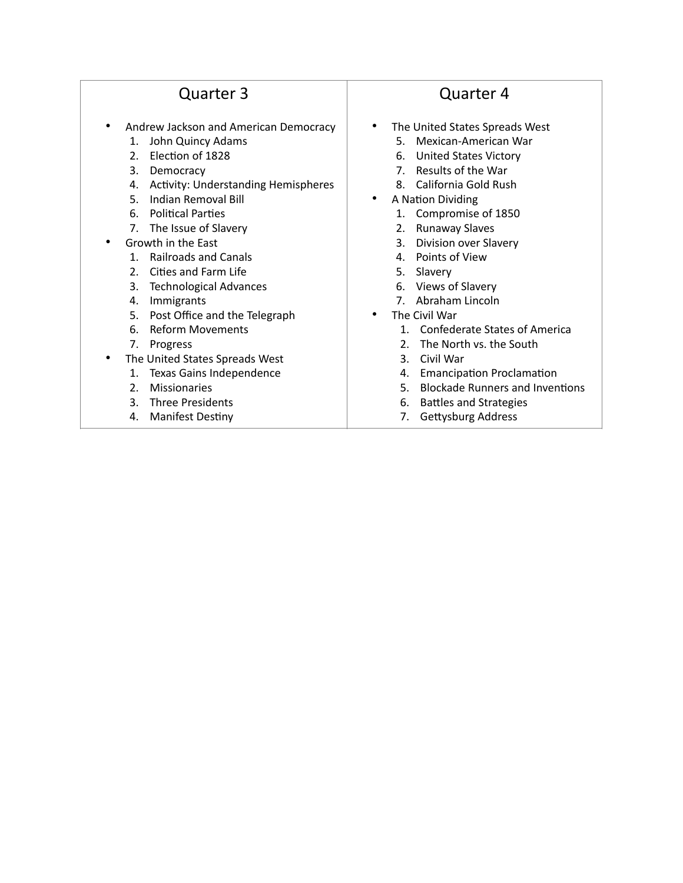| Quarter 3 | Quarter 4 |
| --- | --- |
| • Andrew Jackson and American Democracy<br>1. John Quincy Adams<br>2. Election of 1828<br>3. Democracy<br>4. Activity: Understanding Hemispheres<br>5. Indian Removal Bill<br>6. Political Parties<br>7. The Issue of Slavery<br>• Growth in the East<br>1. Railroads and Canals<br>2. Cities and Farm Life<br>3. Technological Advances<br>4. Immigrants<br>5. Post Office and the Telegraph<br>6. Reform Movements<br>7. Progress<br>• The United States Spreads West<br>1. Texas Gains Independence<br>2. Missionaries<br>3. Three Presidents<br>4. Manifest Destiny | • The United States Spreads West<br>5. Mexican-American War<br>6. United States Victory<br>7. Results of the War<br>8. California Gold Rush<br>• A Nation Dividing<br>1. Compromise of 1850<br>2. Runaway Slaves<br>3. Division over Slavery<br>4. Points of View<br>5. Slavery<br>6. Views of Slavery<br>7. Abraham Lincoln<br>• The Civil War<br>1. Confederate States of America<br>2. The North vs. the South<br>3. Civil War<br>4. Emancipation Proclamation<br>5. Blockade Runners and Inventions<br>6. Battles and Strategies<br>7. Gettysburg Address |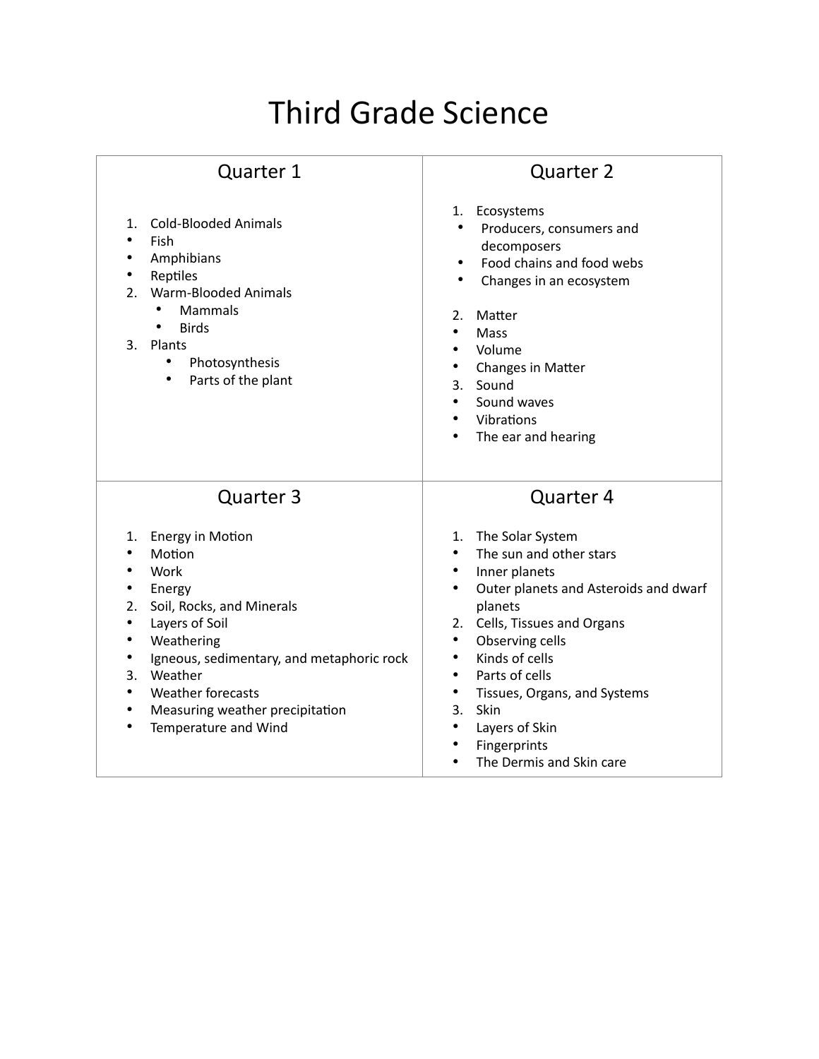# Third Grade Science

## Quarter 1

1. Cold-Blooded Animals
   - Fish
   - Amphibians
   - Reptiles
2. Warm-Blooded Animals
   - Mammals
   - Birds
3. Plants
   - Photosynthesis
   - Parts of the plant

## Quarter 2

1. Ecosystems
   - Producers, consumers and decomposers
   - Food chains and food webs
   - Changes in an ecosystem
2. Matter
   - Mass
   - Volume
   - Changes in Matter
3. Sound
   - Sound waves
   - Vibrations
   - The ear and hearing

## Quarter 3

1. Energy in Motion
   - Motion
   - Work
   - Energy
2. Soil, Rocks, and Minerals
   - Layers of Soil
   - Weathering
   - Igneous, sedimentary, and metaphoric rock
3. Weather
   - Weather forecasts
   - Measuring weather precipitation
   - Temperature and Wind

## Quarter 4

1. The Solar System
   - The sun and other stars
   - Inner planets
   - Outer planets and Asteroids and dwarf planets
2. Cells, Tissues and Organs
   - Observing cells
   - Kinds of cells
   - Parts of cells
   - Tissues, Organs, and Systems
3. Skin
   - Layers of Skin
   - Fingerprints
   - The Dermis and Skin care